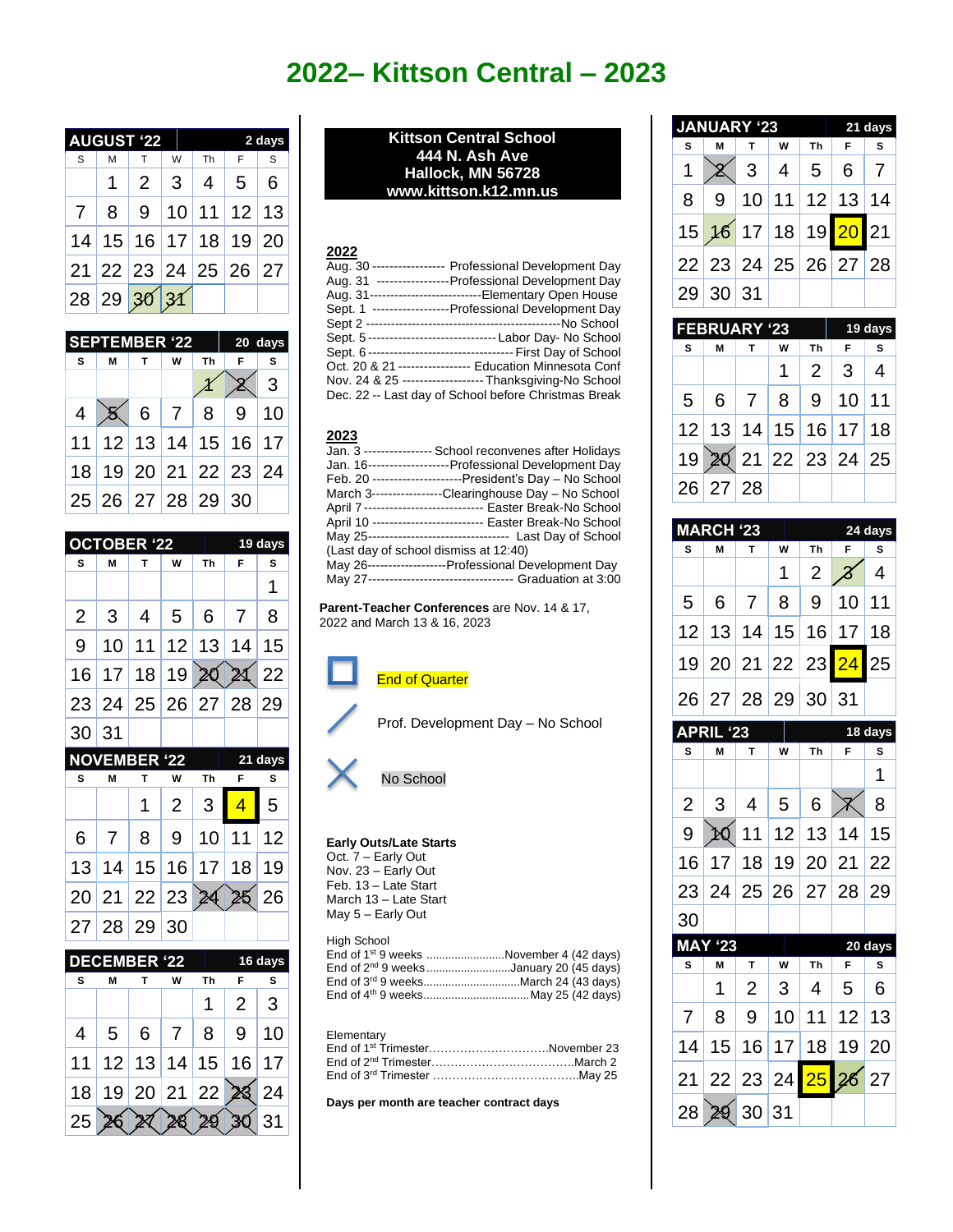# 2022– Kittson Central – 2023

## AUGUST '22 — 2 days

| S | M | T | W | Th | F | S |
|---|---|---|---|---|---|---|
| | 1 | 2 | 3 | 4 | 5 | 6 |
| 7 | 8 | 9 | 10 | 11 | 12 | 13 |
| 14 | 15 | 16 | 17 | 18 | 19 | 20 |
| 21 | 22 | 23 | 24 | 25 | 26 | 27 |
| 28 | 29 | 30 | 31 | | | |

## SEPTEMBER '22 — 20 days

| S | M | T | W | Th | F | S |
|---|---|---|---|---|---|---|
| | | | | 1 | 2 | 3 |
| 4 | 5 | 6 | 7 | 8 | 9 | 10 |
| 11 | 12 | 13 | 14 | 15 | 16 | 17 |
| 18 | 19 | 20 | 21 | 22 | 23 | 24 |
| 25 | 26 | 27 | 28 | 29 | 30 | |

## OCTOBER '22 — 19 days

| S | M | T | W | Th | F | S |
|---|---|---|---|---|---|---|
| | | | | | | 1 |
| 2 | 3 | 4 | 5 | 6 | 7 | 8 |
| 9 | 10 | 11 | 12 | 13 | 14 | 15 |
| 16 | 17 | 18 | 19 | 20 | 21 | 22 |
| 23 | 24 | 25 | 26 | 27 | 28 | 29 |
| 30 | 31 | | | | | |

## NOVEMBER '22 — 21 days

| S | M | T | W | Th | F | S |
|---|---|---|---|---|---|---|
| | | 1 | 2 | 3 | 4 | 5 |
| 6 | 7 | 8 | 9 | 10 | 11 | 12 |
| 13 | 14 | 15 | 16 | 17 | 18 | 19 |
| 20 | 21 | 22 | 23 | 24 | 25 | 26 |
| 27 | 28 | 29 | 30 | | | |

## DECEMBER '22 — 16 days

| S | M | T | W | Th | F | S |
|---|---|---|---|---|---|---|
| | | | | 1 | 2 | 3 |
| 4 | 5 | 6 | 7 | 8 | 9 | 10 |
| 11 | 12 | 13 | 14 | 15 | 16 | 17 |
| 18 | 19 | 20 | 21 | 22 | 23 | 24 |
| 25 | 26 | 27 | 28 | 29 | 30 | 31 |

**Kittson Central School**
**444 N. Ash Ave**
**Hallock, MN 56728**
**www.kittson.k12.mn.us**

**2022**
- Aug. 30 ----------------- Professional Development Day
- Aug. 31 -----------------Professional Development Day
- Aug. 31---------------------------Elementary Open House
- Sept. 1 ------------------Professional Development Day
- Sept 2 ------------------------------------------------No School
- Sept. 5 ------------------------------Labor Day- No School
- Sept. 6 ----------------------------------First Day of School
- Oct. 20 & 21 ----------------- Education Minnesota Conf
- Nov. 24 & 25 -------------------Thanksgiving-No School
- Dec. 22 -- Last day of School before Christmas Break

**2023**
- Jan. 3 ---------------- School reconvenes after Holidays
- Jan. 16-------------------Professional Development Day
- Feb. 20 ---------------------President's Day – No School
- March 3-----------------Clearinghouse Day – No School
- April 7 ---------------------------- Easter Break-No School
- April 10 -------------------------- Easter Break-No School
- May 25--------------------------------- Last Day of School (Last day of school dismiss at 12:40)
- May 26-------------------Professional Development Day
- May 27----------------------------------- Graduation at 3:00

**Parent-Teacher Conferences** are Nov. 14 & 17, 2022 and March 13 & 16, 2023

- □ End of Quarter
- / Prof. Development Day – No School
- X No School

**Early Outs/Late Starts**
- Oct. 7 – Early Out
- Nov. 23 – Early Out
- Feb. 13 – Late Start
- March 13 – Late Start
- May 5 – Early Out

High School
- End of 1st 9 weeks .........................November 4 (42 days)
- End of 2nd 9 weeks...........................January 20 (45 days)
- End of 3rd 9 weeks..............................March 24 (43 days)
- End of 4th 9 weeks.................................May 25 (42 days)

Elementary
- End of 1st Trimester...............................November 23
- End of 2nd Trimester....................................March 2
- End of 3rd Trimester .....................................May 25

**Days per month are teacher contract days**

## JANUARY '23 — 21 days

| S | M | T | W | Th | F | S |
|---|---|---|---|---|---|---|
| 1 | 2 | 3 | 4 | 5 | 6 | 7 |
| 8 | 9 | 10 | 11 | 12 | 13 | 14 |
| 15 | 16 | 17 | 18 | 19 | 20 | 21 |
| 22 | 23 | 24 | 25 | 26 | 27 | 28 |
| 29 | 30 | 31 | | | | |

## FEBRUARY '23 — 19 days

| S | M | T | W | Th | F | S |
|---|---|---|---|---|---|---|
| | | | 1 | 2 | 3 | 4 |
| 5 | 6 | 7 | 8 | 9 | 10 | 11 |
| 12 | 13 | 14 | 15 | 16 | 17 | 18 |
| 19 | 20 | 21 | 22 | 23 | 24 | 25 |
| 26 | 27 | 28 | | | | |

## MARCH '23 — 24 days

| S | M | T | W | Th | F | S |
|---|---|---|---|---|---|---|
| | | | 1 | 2 | 3 | 4 |
| 5 | 6 | 7 | 8 | 9 | 10 | 11 |
| 12 | 13 | 14 | 15 | 16 | 17 | 18 |
| 19 | 20 | 21 | 22 | 23 | 24 | 25 |
| 26 | 27 | 28 | 29 | 30 | 31 | |

## APRIL '23 — 18 days

| S | M | T | W | Th | F | S |
|---|---|---|---|---|---|---|
| | | | | | | 1 |
| 2 | 3 | 4 | 5 | 6 | 7 | 8 |
| 9 | 10 | 11 | 12 | 13 | 14 | 15 |
| 16 | 17 | 18 | 19 | 20 | 21 | 22 |
| 23 | 24 | 25 | 26 | 27 | 28 | 29 |
| 30 | | | | | | |

## MAY '23 — 20 days

| S | M | T | W | Th | F | S |
|---|---|---|---|---|---|---|
| | 1 | 2 | 3 | 4 | 5 | 6 |
| 7 | 8 | 9 | 10 | 11 | 12 | 13 |
| 14 | 15 | 16 | 17 | 18 | 19 | 20 |
| 21 | 22 | 23 | 24 | 25 | 26 | 27 |
| 28 | 29 | 30 | 31 | | | |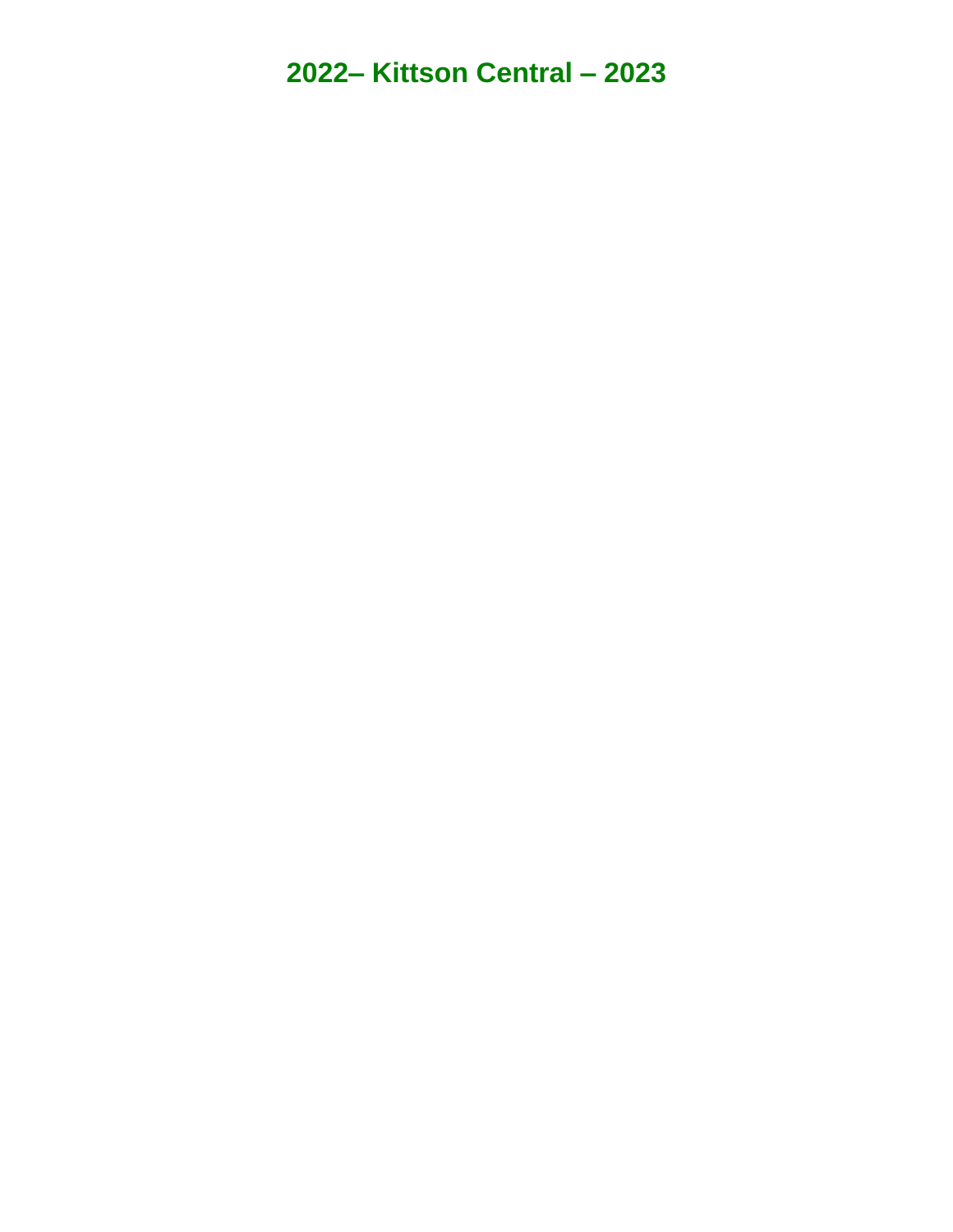# 2022– Kittson Central – 2023